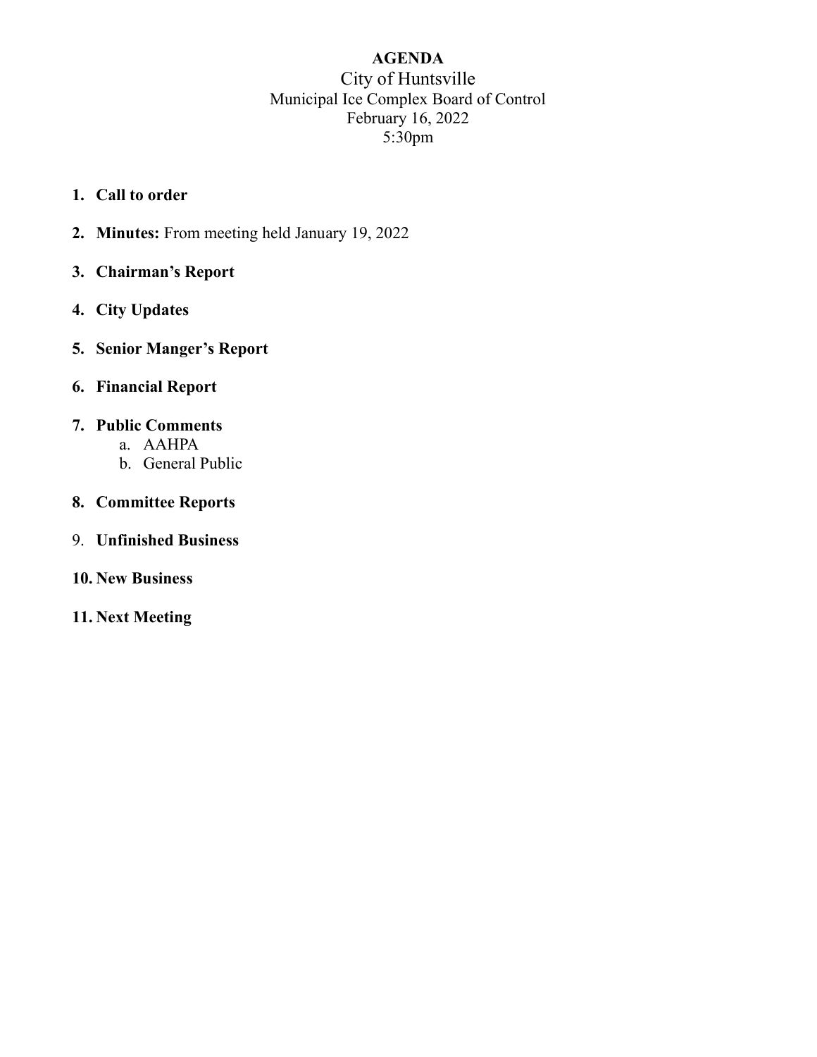**AGENDA**

City of Huntsville

Municipal Ice Complex Board of Control

February 16, 2022

5:30pm

1. **Call to order**
2. **Minutes:** From meeting held January 19, 2022
3. **Chairman's Report**
4. **City Updates**
5. **Senior Manger's Report**
6. **Financial Report**
7. **Public Comments**
   a. AAHPA
   b. General Public
8. **Committee Reports**
9. **Unfinished Business**
10. **New Business**
11. **Next Meeting**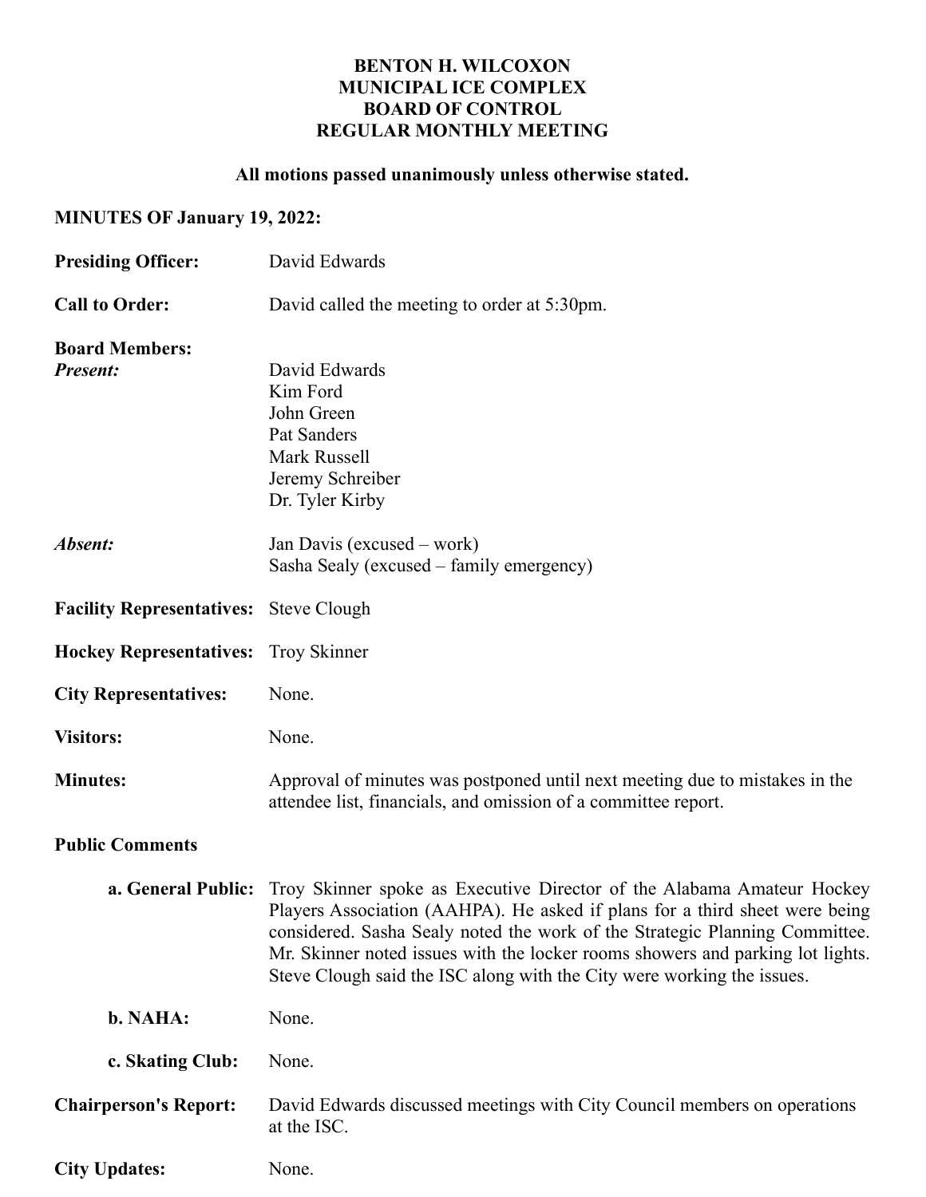**BENTON H. WILCOXON**
**MUNICIPAL ICE COMPLEX**
**BOARD OF CONTROL**
**REGULAR MONTHLY MEETING**

**All motions passed unanimously unless otherwise stated.**

**MINUTES OF January 19, 2022:**

**Presiding Officer:** David Edwards

**Call to Order:** David called the meeting to order at 5:30pm.

**Board Members:**

***Present:***
David Edwards
Kim Ford
John Green
Pat Sanders
Mark Russell
Jeremy Schreiber
Dr. Tyler Kirby

***Absent:***
Jan Davis (excused – work)
Sasha Sealy (excused – family emergency)

**Facility Representatives:** Steve Clough

**Hockey Representatives:** Troy Skinner

**City Representatives:** None.

**Visitors:** None.

**Minutes:** Approval of minutes was postponed until next meeting due to mistakes in the attendee list, financials, and omission of a committee report.

**Public Comments**

**a. General Public:** Troy Skinner spoke as Executive Director of the Alabama Amateur Hockey Players Association (AAHPA). He asked if plans for a third sheet were being considered. Sasha Sealy noted the work of the Strategic Planning Committee. Mr. Skinner noted issues with the locker rooms showers and parking lot lights. Steve Clough said the ISC along with the City were working the issues.

**b. NAHA:** None.

**c. Skating Club:** None.

**Chairperson's Report:** David Edwards discussed meetings with City Council members on operations at the ISC.

**City Updates:** None.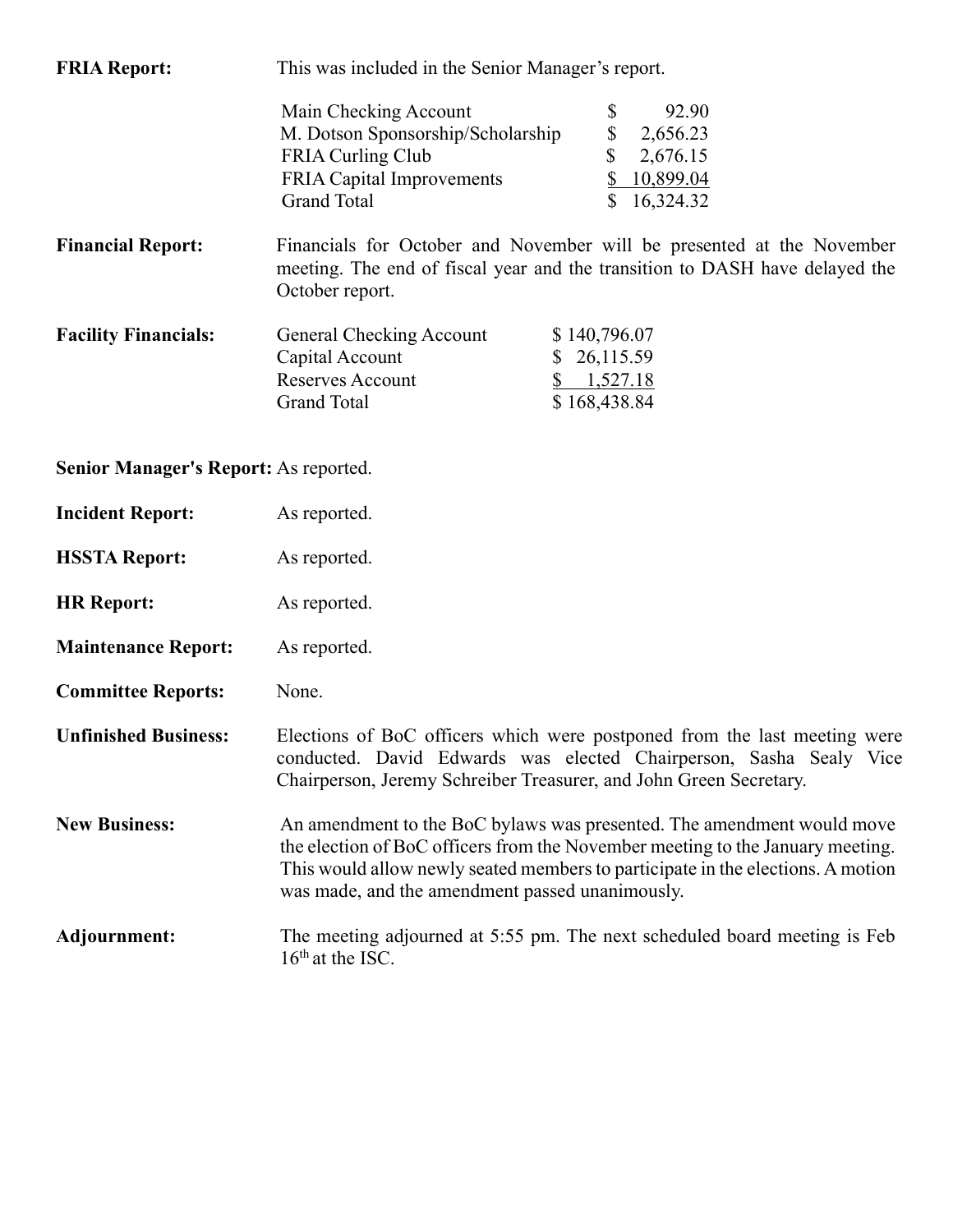**FRIA Report:** This was included in the Senior Manager's report.

| | |
|---|---|
| Main Checking Account | $ 92.90 |
| M. Dotson Sponsorship/Scholarship | $ 2,656.23 |
| FRIA Curling Club | $ 2,676.15 |
| FRIA Capital Improvements | $ 10,899.04 |
| Grand Total | $ 16,324.32 |

**Financial Report:** Financials for October and November will be presented at the November meeting. The end of fiscal year and the transition to DASH have delayed the October report.

**Facility Financials:**

| | |
|---|---|
| General Checking Account | $ 140,796.07 |
| Capital Account | $ 26,115.59 |
| Reserves Account | $ 1,527.18 |
| Grand Total | $ 168,438.84 |

**Senior Manager's Report:** As reported.

**Incident Report:** As reported.

**HSSTA Report:** As reported.

**HR Report:** As reported.

**Maintenance Report:** As reported.

**Committee Reports:** None.

**Unfinished Business:** Elections of BoC officers which were postponed from the last meeting were conducted. David Edwards was elected Chairperson, Sasha Sealy Vice Chairperson, Jeremy Schreiber Treasurer, and John Green Secretary.

**New Business:** An amendment to the BoC bylaws was presented. The amendment would move the election of BoC officers from the November meeting to the January meeting. This would allow newly seated members to participate in the elections. A motion was made, and the amendment passed unanimously.

**Adjournment:** The meeting adjourned at 5:55 pm. The next scheduled board meeting is Feb 16th at the ISC.